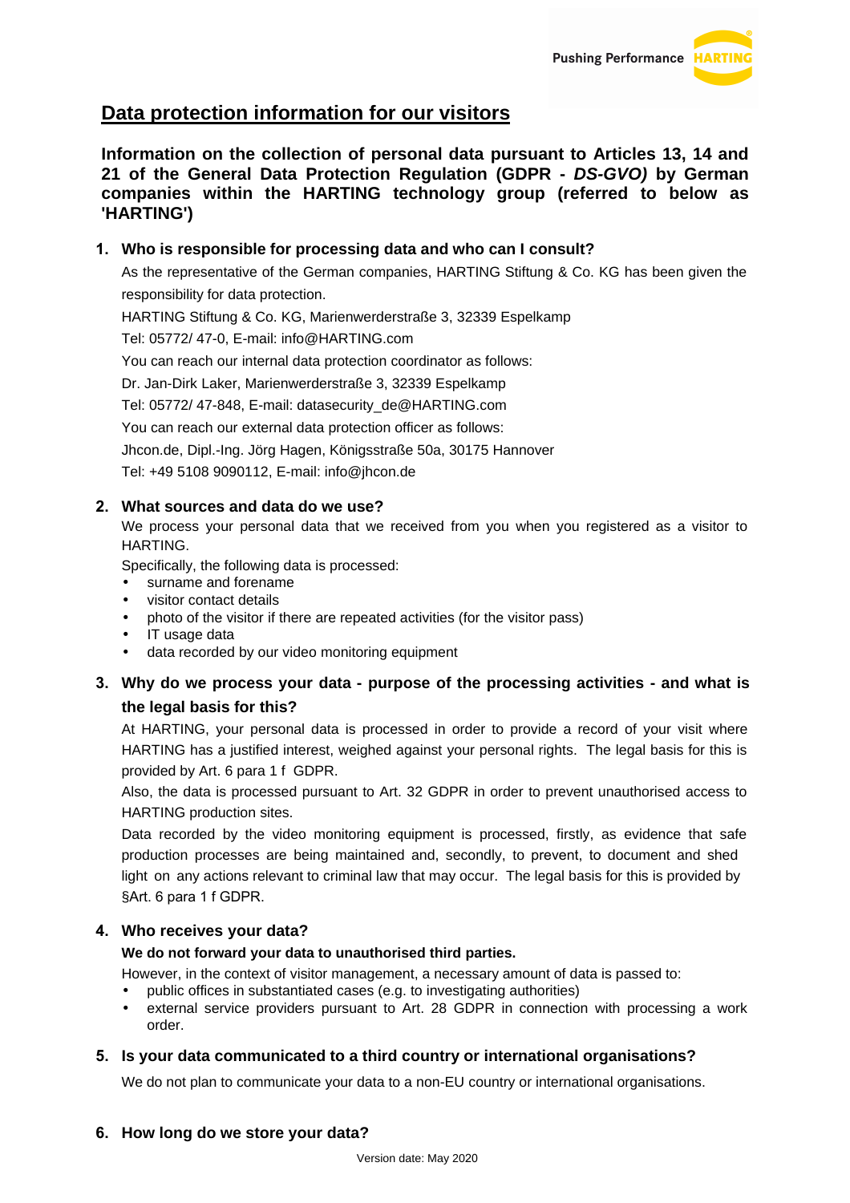# Data protection information for our visitors

**Information on the collection of personal data pursuant to Articles 13, 14 and 21 of the General Data Protection Regulation (GDPR - *DS-GVO)* by German companies within the HARTING technology group (referred to below as 'HARTING')**

## 1. Who is responsible for processing data and who can I consult?

As the representative of the German companies, HARTING Stiftung & Co. KG has been given the responsibility for data protection.

HARTING Stiftung & Co. KG, Marienwerderstraße 3, 32339 Espelkamp

Tel: 05772/ 47-0, E-mail: info@HARTING.com

You can reach our internal data protection coordinator as follows:

Dr. Jan-Dirk Laker, Marienwerderstraße 3, 32339 Espelkamp

Tel: 05772/ 47-848, E-mail: datasecurity_de@HARTING.com

You can reach our external data protection officer as follows:

Jhcon.de, Dipl.-Ing. Jörg Hagen, Königsstraße 50a, 30175 Hannover

Tel: +49 5108 9090112, E-mail: info@jhcon.de

## 2. What sources and data do we use?

We process your personal data that we received from you when you registered as a visitor to HARTING.

Specifically, the following data is processed:

- surname and forename
- visitor contact details
- photo of the visitor if there are repeated activities (for the visitor pass)
- IT usage data
- data recorded by our video monitoring equipment

## 3. Why do we process your data - purpose of the processing activities - and what is the legal basis for this?

At HARTING, your personal data is processed in order to provide a record of your visit where HARTING has a justified interest, weighed against your personal rights. The legal basis for this is provided by Art. 6 para 1 f GDPR.

Also, the data is processed pursuant to Art. 32 GDPR in order to prevent unauthorised access to HARTING production sites.

Data recorded by the video monitoring equipment is processed, firstly, as evidence that safe production processes are being maintained and, secondly, to prevent, to document and shed light on any actions relevant to criminal law that may occur. The legal basis for this is provided by §Art. 6 para 1 f GDPR.

## 4. Who receives your data?

**We do not forward your data to unauthorised third parties.**

However, in the context of visitor management, a necessary amount of data is passed to:

- public offices in substantiated cases (e.g. to investigating authorities)
- external service providers pursuant to Art. 28 GDPR in connection with processing a work order.

## 5. Is your data communicated to a third country or international organisations?

We do not plan to communicate your data to a non-EU country or international organisations.

## 6. How long do we store your data?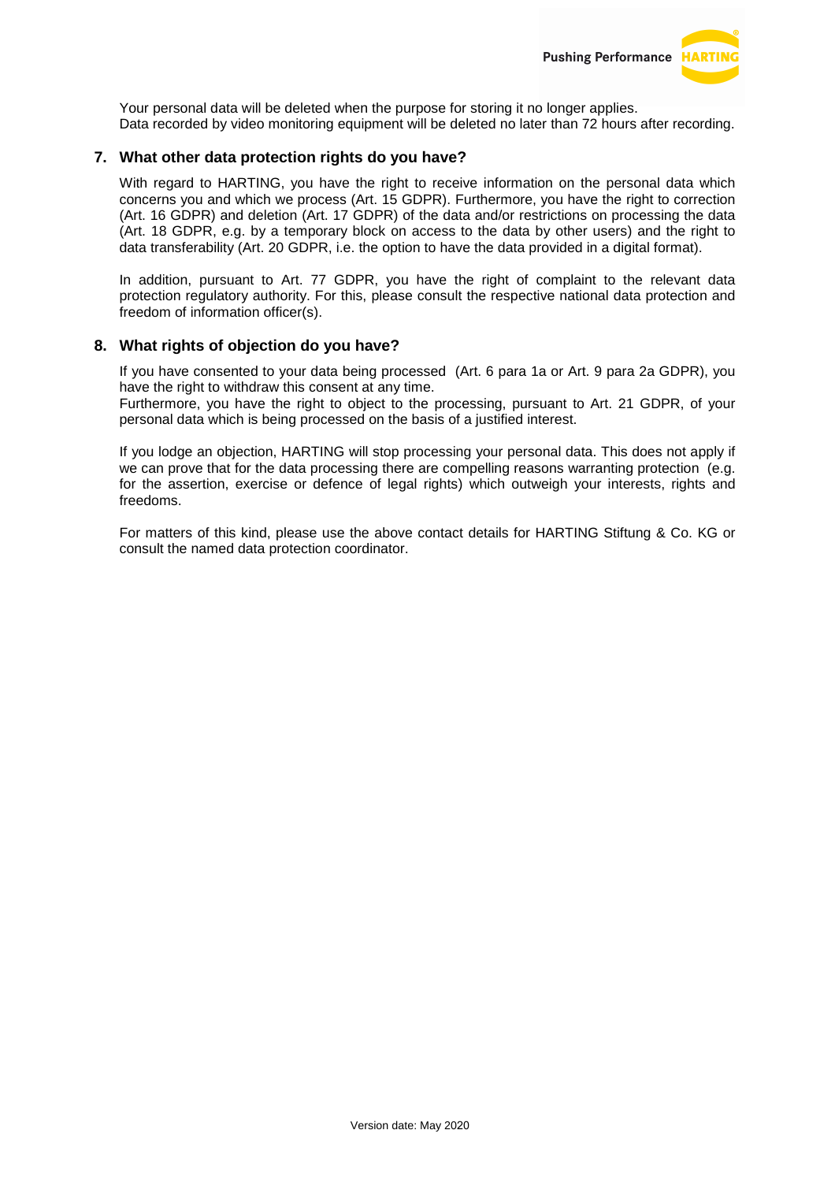Your personal data will be deleted when the purpose for storing it no longer applies.
Data recorded by video monitoring equipment will be deleted no later than 72 hours after recording.

## 7. What other data protection rights do you have?

With regard to HARTING, you have the right to receive information on the personal data which concerns you and which we process (Art. 15 GDPR). Furthermore, you have the right to correction (Art. 16 GDPR) and deletion (Art. 17 GDPR) of the data and/or restrictions on processing the data (Art. 18 GDPR, e.g. by a temporary block on access to the data by other users) and the right to data transferability (Art. 20 GDPR, i.e. the option to have the data provided in a digital format).

In addition, pursuant to Art. 77 GDPR, you have the right of complaint to the relevant data protection regulatory authority. For this, please consult the respective national data protection and freedom of information officer(s).

## 8. What rights of objection do you have?

If you have consented to your data being processed (Art. 6 para 1a or Art. 9 para 2a GDPR), you have the right to withdraw this consent at any time.
Furthermore, you have the right to object to the processing, pursuant to Art. 21 GDPR, of your personal data which is being processed on the basis of a justified interest.

If you lodge an objection, HARTING will stop processing your personal data. This does not apply if we can prove that for the data processing there are compelling reasons warranting protection (e.g. for the assertion, exercise or defence of legal rights) which outweigh your interests, rights and freedoms.

For matters of this kind, please use the above contact details for HARTING Stiftung & Co. KG or consult the named data protection coordinator.

Version date: May 2020